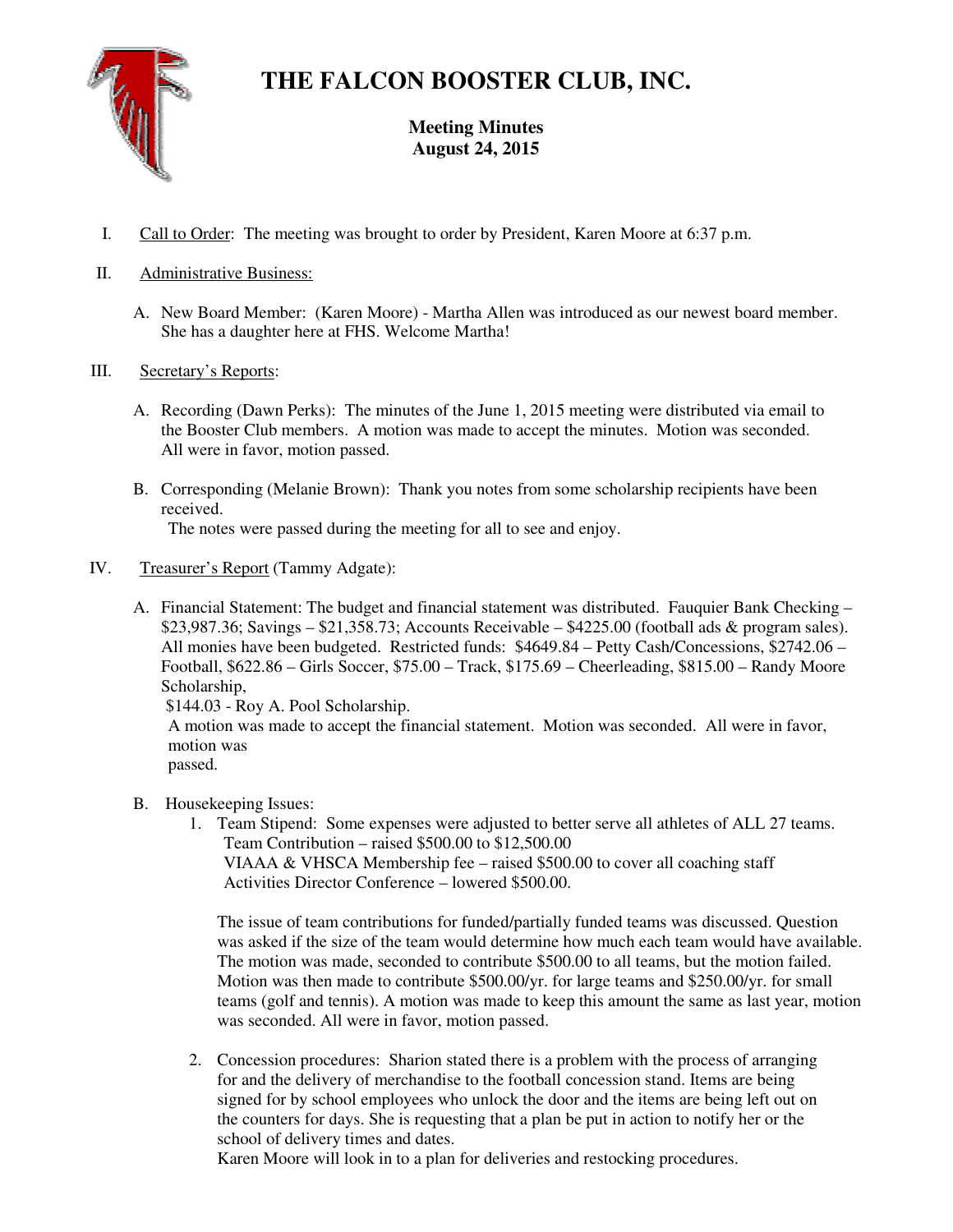# THE FALCON BOOSTER CLUB, INC.

**Meeting Minutes**
**August 24, 2015**

I. Call to Order: The meeting was brought to order by President, Karen Moore at 6:37 p.m.

II. Administrative Business:

A. New Board Member: (Karen Moore) - Martha Allen was introduced as our newest board member. She has a daughter here at FHS. Welcome Martha!

III. Secretary's Reports:

A. Recording (Dawn Perks): The minutes of the June 1, 2015 meeting were distributed via email to the Booster Club members. A motion was made to accept the minutes. Motion was seconded. All were in favor, motion passed.

B. Corresponding (Melanie Brown): Thank you notes from some scholarship recipients have been received.
The notes were passed during the meeting for all to see and enjoy.

IV. Treasurer's Report (Tammy Adgate):

A. Financial Statement: The budget and financial statement was distributed. Fauquier Bank Checking – $23,987.36; Savings – $21,358.73; Accounts Receivable – $4225.00 (football ads & program sales). All monies have been budgeted. Restricted funds: $4649.84 – Petty Cash/Concessions, $2742.06 – Football, $622.86 – Girls Soccer, $75.00 – Track, $175.69 – Cheerleading, $815.00 – Randy Moore Scholarship,
$144.03 - Roy A. Pool Scholarship.
A motion was made to accept the financial statement. Motion was seconded. All were in favor, motion was passed.

B. Housekeeping Issues:

1. Team Stipend: Some expenses were adjusted to better serve all athletes of ALL 27 teams.
Team Contribution – raised $500.00 to $12,500.00
VIAAA & VHSCA Membership fee – raised $500.00 to cover all coaching staff
Activities Director Conference – lowered $500.00.

The issue of team contributions for funded/partially funded teams was discussed. Question was asked if the size of the team would determine how much each team would have available. The motion was made, seconded to contribute $500.00 to all teams, but the motion failed. Motion was then made to contribute $500.00/yr. for large teams and $250.00/yr. for small teams (golf and tennis). A motion was made to keep this amount the same as last year, motion was seconded. All were in favor, motion passed.

2. Concession procedures: Sharion stated there is a problem with the process of arranging for and the delivery of merchandise to the football concession stand. Items are being signed for by school employees who unlock the door and the items are being left out on the counters for days. She is requesting that a plan be put in action to notify her or the school of delivery times and dates.
Karen Moore will look in to a plan for deliveries and restocking procedures.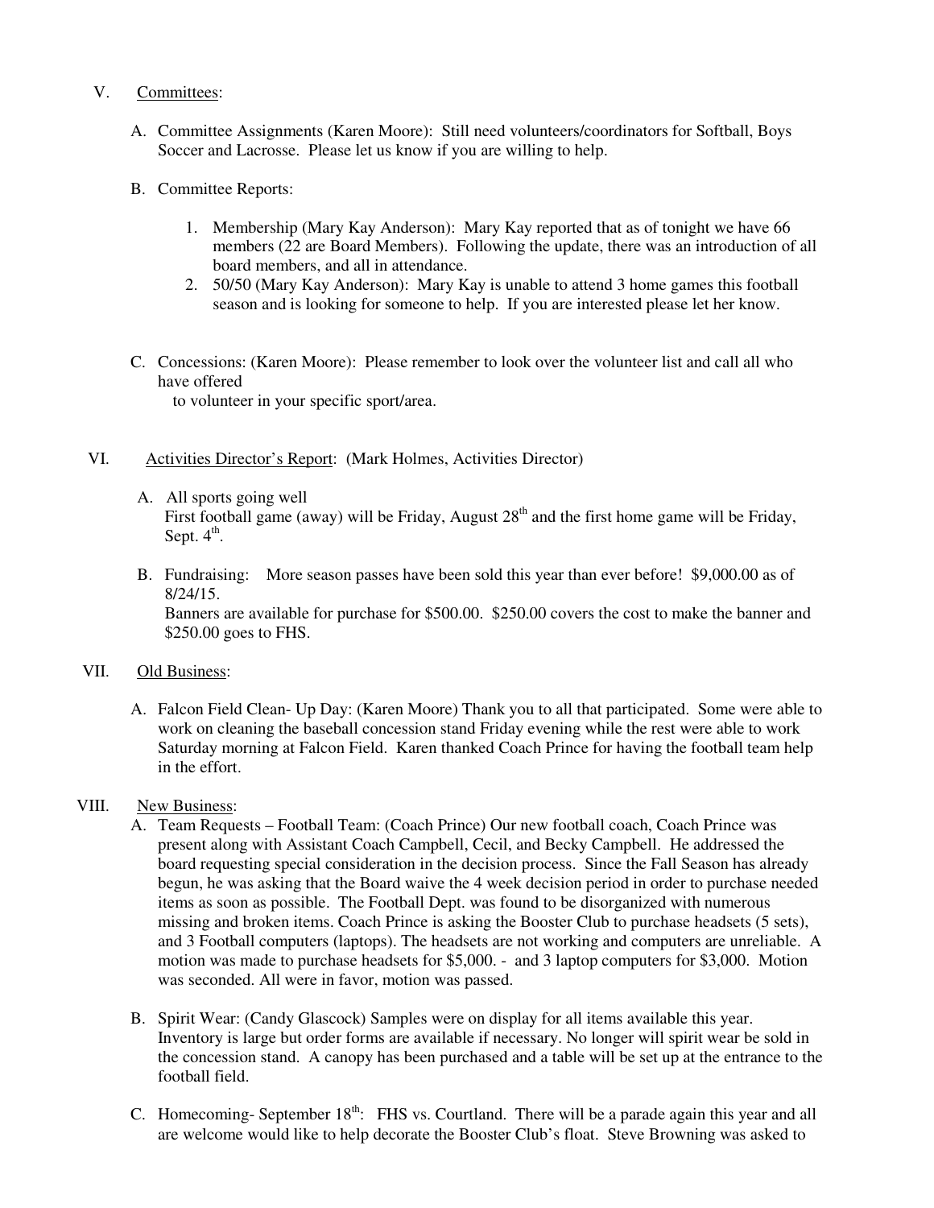V. Committees:

A. Committee Assignments (Karen Moore): Still need volunteers/coordinators for Softball, Boys Soccer and Lacrosse. Please let us know if you are willing to help.

B. Committee Reports:

1. Membership (Mary Kay Anderson): Mary Kay reported that as of tonight we have 66 members (22 are Board Members). Following the update, there was an introduction of all board members, and all in attendance.
2. 50/50 (Mary Kay Anderson): Mary Kay is unable to attend 3 home games this football season and is looking for someone to help. If you are interested please let her know.

C. Concessions: (Karen Moore): Please remember to look over the volunteer list and call all who have offered to volunteer in your specific sport/area.

VI. Activities Director's Report: (Mark Holmes, Activities Director)

A. All sports going well
First football game (away) will be Friday, August 28th and the first home game will be Friday, Sept. 4th.

B. Fundraising: More season passes have been sold this year than ever before! $9,000.00 as of 8/24/15.
Banners are available for purchase for $500.00. $250.00 covers the cost to make the banner and $250.00 goes to FHS.

VII. Old Business:

A. Falcon Field Clean- Up Day: (Karen Moore) Thank you to all that participated. Some were able to work on cleaning the baseball concession stand Friday evening while the rest were able to work Saturday morning at Falcon Field. Karen thanked Coach Prince for having the football team help in the effort.

VIII. New Business:

A. Team Requests – Football Team: (Coach Prince) Our new football coach, Coach Prince was present along with Assistant Coach Campbell, Cecil, and Becky Campbell. He addressed the board requesting special consideration in the decision process. Since the Fall Season has already begun, he was asking that the Board waive the 4 week decision period in order to purchase needed items as soon as possible. The Football Dept. was found to be disorganized with numerous missing and broken items. Coach Prince is asking the Booster Club to purchase headsets (5 sets), and 3 Football computers (laptops). The headsets are not working and computers are unreliable. A motion was made to purchase headsets for $5,000. - and 3 laptop computers for $3,000. Motion was seconded. All were in favor, motion was passed.

B. Spirit Wear: (Candy Glascock) Samples were on display for all items available this year. Inventory is large but order forms are available if necessary. No longer will spirit wear be sold in the concession stand. A canopy has been purchased and a table will be set up at the entrance to the football field.

C. Homecoming- September 18th: FHS vs. Courtland. There will be a parade again this year and all are welcome would like to help decorate the Booster Club's float. Steve Browning was asked to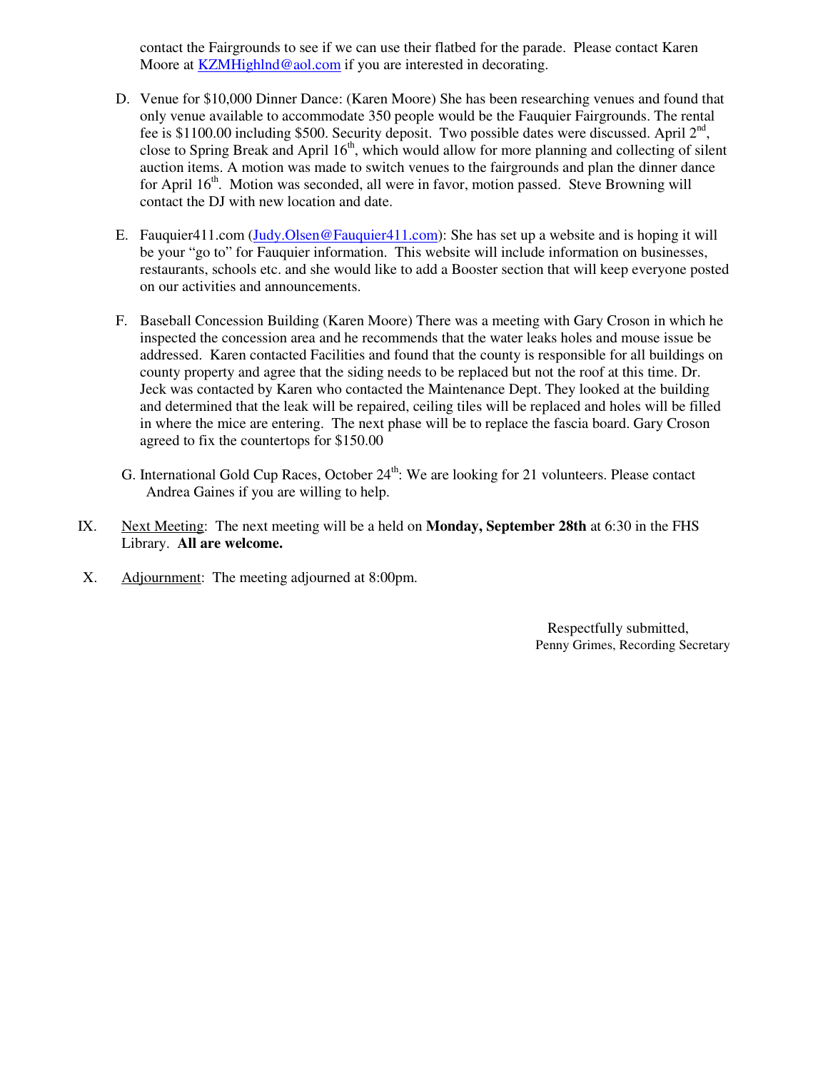contact the Fairgrounds to see if we can use their flatbed for the parade. Please contact Karen Moore at KZMHighlnd@aol.com if you are interested in decorating.

D. Venue for $10,000 Dinner Dance: (Karen Moore) She has been researching venues and found that only venue available to accommodate 350 people would be the Fauquier Fairgrounds. The rental fee is $1100.00 including $500. Security deposit. Two possible dates were discussed. April 2nd, close to Spring Break and April 16th, which would allow for more planning and collecting of silent auction items. A motion was made to switch venues to the fairgrounds and plan the dinner dance for April 16th. Motion was seconded, all were in favor, motion passed. Steve Browning will contact the DJ with new location and date.

E. Fauquier411.com (Judy.Olsen@Fauquier411.com): She has set up a website and is hoping it will be your "go to" for Fauquier information. This website will include information on businesses, restaurants, schools etc. and she would like to add a Booster section that will keep everyone posted on our activities and announcements.

F. Baseball Concession Building (Karen Moore) There was a meeting with Gary Croson in which he inspected the concession area and he recommends that the water leaks holes and mouse issue be addressed. Karen contacted Facilities and found that the county is responsible for all buildings on county property and agree that the siding needs to be replaced but not the roof at this time. Dr. Jeck was contacted by Karen who contacted the Maintenance Dept. They looked at the building and determined that the leak will be repaired, ceiling tiles will be replaced and holes will be filled in where the mice are entering. The next phase will be to replace the fascia board. Gary Croson agreed to fix the countertops for $150.00

G. International Gold Cup Races, October 24th: We are looking for 21 volunteers. Please contact Andrea Gaines if you are willing to help.

IX. Next Meeting: The next meeting will be a held on **Monday, September 28th** at 6:30 in the FHS Library. **All are welcome.**

X. Adjournment: The meeting adjourned at 8:00pm.

Respectfully submitted,
Penny Grimes, Recording Secretary